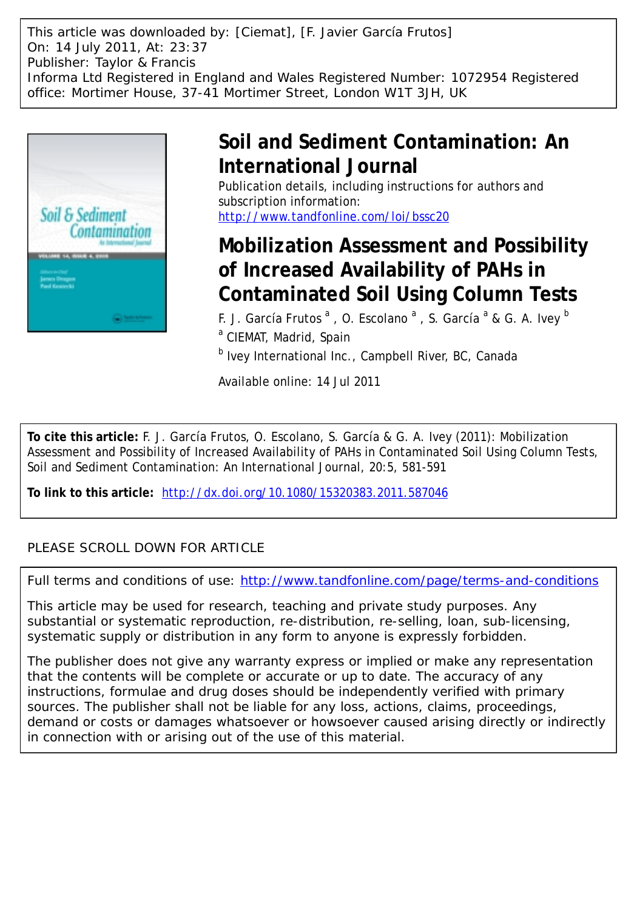This article was downloaded by: [Ciemat], [F. Javier García Frutos]
On: 14 July 2011, At: 23:37
Publisher: Taylor & Francis
Informa Ltd Registered in England and Wales Registered Number: 1072954 Registered office: Mortimer House, 37-41 Mortimer Street, London W1T 3JH, UK

# Soil and Sediment Contamination: An International Journal

Publication details, including instructions for authors and subscription information:
http://www.tandfonline.com/loi/bssc20

# Mobilization Assessment and Possibility of Increased Availability of PAHs in Contaminated Soil Using Column Tests

F. J. García Frutos [a], O. Escolano [a], S. García [a] & G. A. Ivey [b]

[a] CIEMAT, Madrid, Spain

[b] Ivey International Inc., Campbell River, BC, Canada

Available online: 14 Jul 2011

**To cite this article:** F. J. García Frutos, O. Escolano, S. García & G. A. Ivey (2011): Mobilization Assessment and Possibility of Increased Availability of PAHs in Contaminated Soil Using Column Tests, Soil and Sediment Contamination: An International Journal, 20:5, 581-591

**To link to this article:** http://dx.doi.org/10.1080/15320383.2011.587046

PLEASE SCROLL DOWN FOR ARTICLE

Full terms and conditions of use: http://www.tandfonline.com/page/terms-and-conditions

This article may be used for research, teaching and private study purposes. Any substantial or systematic reproduction, re-distribution, re-selling, loan, sub-licensing, systematic supply or distribution in any form to anyone is expressly forbidden.

The publisher does not give any warranty express or implied or make any representation that the contents will be complete or accurate or up to date. The accuracy of any instructions, formulae and drug doses should be independently verified with primary sources. The publisher shall not be liable for any loss, actions, claims, proceedings, demand or costs or damages whatsoever or howsoever caused arising directly or indirectly in connection with or arising out of the use of this material.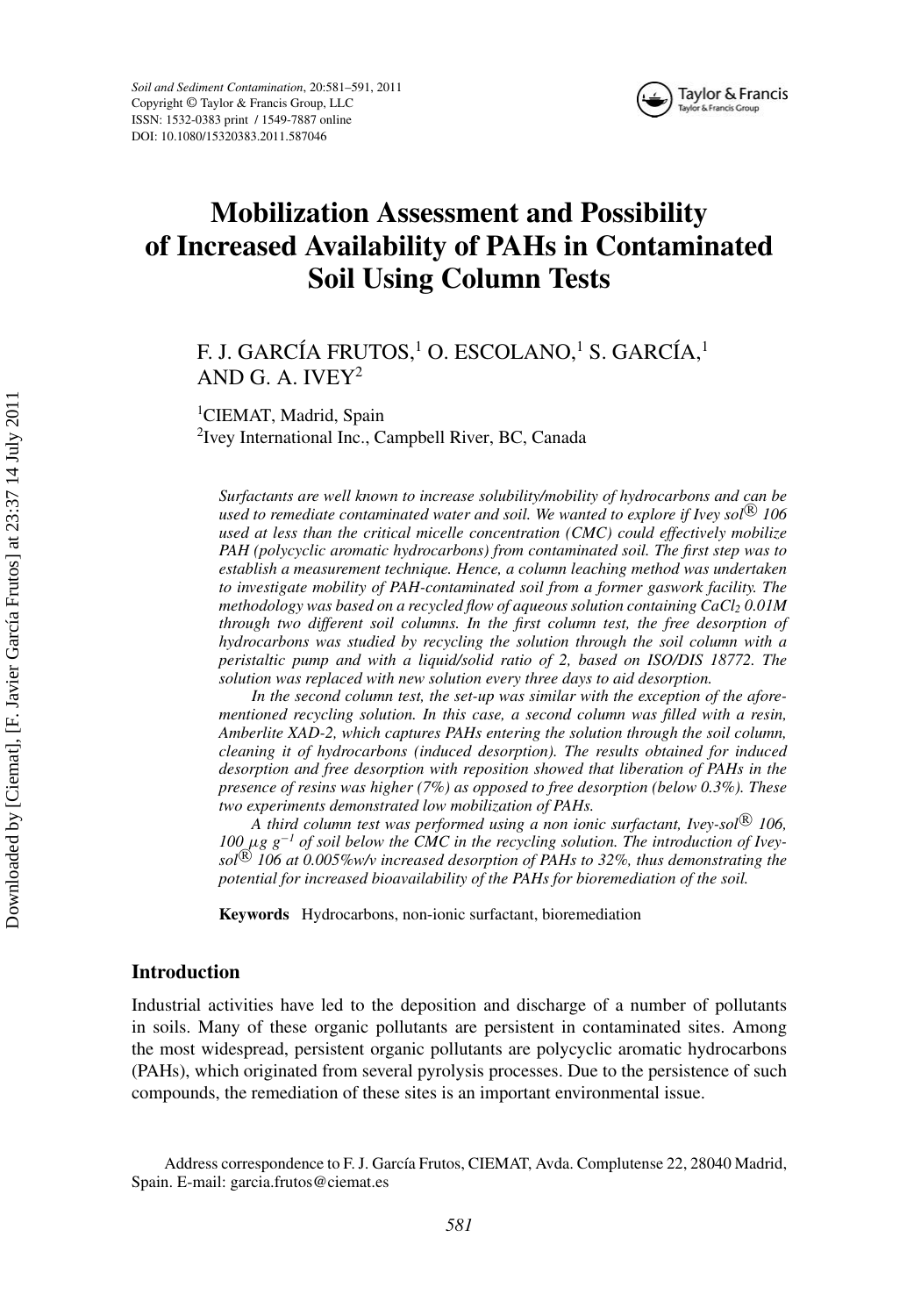# Mobilization Assessment and Possibility of Increased Availability of PAHs in Contaminated Soil Using Column Tests

F. J. GARCÍA FRUTOS,[1] O. ESCOLANO,[1] S. GARCÍA,[1] AND G. A. IVEY[2]

[1]CIEMAT, Madrid, Spain
[2]Ivey International Inc., Campbell River, BC, Canada

*Surfactants are well known to increase solubility/mobility of hydrocarbons and can be used to remediate contaminated water and soil. We wanted to explore if Ivey sol® 106 used at less than the critical micelle concentration (CMC) could effectively mobilize PAH (polycyclic aromatic hydrocarbons) from contaminated soil. The first step was to establish a measurement technique. Hence, a column leaching method was undertaken to investigate mobility of PAH-contaminated soil from a former gaswork facility. The methodology was based on a recycled flow of aqueous solution containing $CaCl_2$ 0.01M through two different soil columns. In the first column test, the free desorption of hydrocarbons was studied by recycling the solution through the soil column with a peristaltic pump and with a liquid/solid ratio of 2, based on ISO/DIS 18772. The solution was replaced with new solution every three days to aid desorption.*

*In the second column test, the set-up was similar with the exception of the aforementioned recycling solution. In this case, a second column was filled with a resin, Amberlite XAD-2, which captures PAHs entering the solution through the soil column, cleaning it of hydrocarbons (induced desorption). The results obtained for induced desorption and free desorption with reposition showed that liberation of PAHs in the presence of resins was higher (7%) as opposed to free desorption (below 0.3%). These two experiments demonstrated low mobilization of PAHs.*

*A third column test was performed using a non ionic surfactant, Ivey-sol® 106, 100 $\mu g\ g^{-1}$ of soil below the CMC in the recycling solution. The introduction of Ivey-sol® 106 at 0.005%w/v increased desorption of PAHs to 32%, thus demonstrating the potential for increased bioavailability of the PAHs for bioremediation of the soil.*

**Keywords** Hydrocarbons, non-ionic surfactant, bioremediation

## Introduction

Industrial activities have led to the deposition and discharge of a number of pollutants in soils. Many of these organic pollutants are persistent in contaminated sites. Among the most widespread, persistent organic pollutants are polycyclic aromatic hydrocarbons (PAHs), which originated from several pyrolysis processes. Due to the persistence of such compounds, the remediation of these sites is an important environmental issue.

Address correspondence to F. J. García Frutos, CIEMAT, Avda. Complutense 22, 28040 Madrid, Spain. E-mail: garcia.frutos@ciemat.es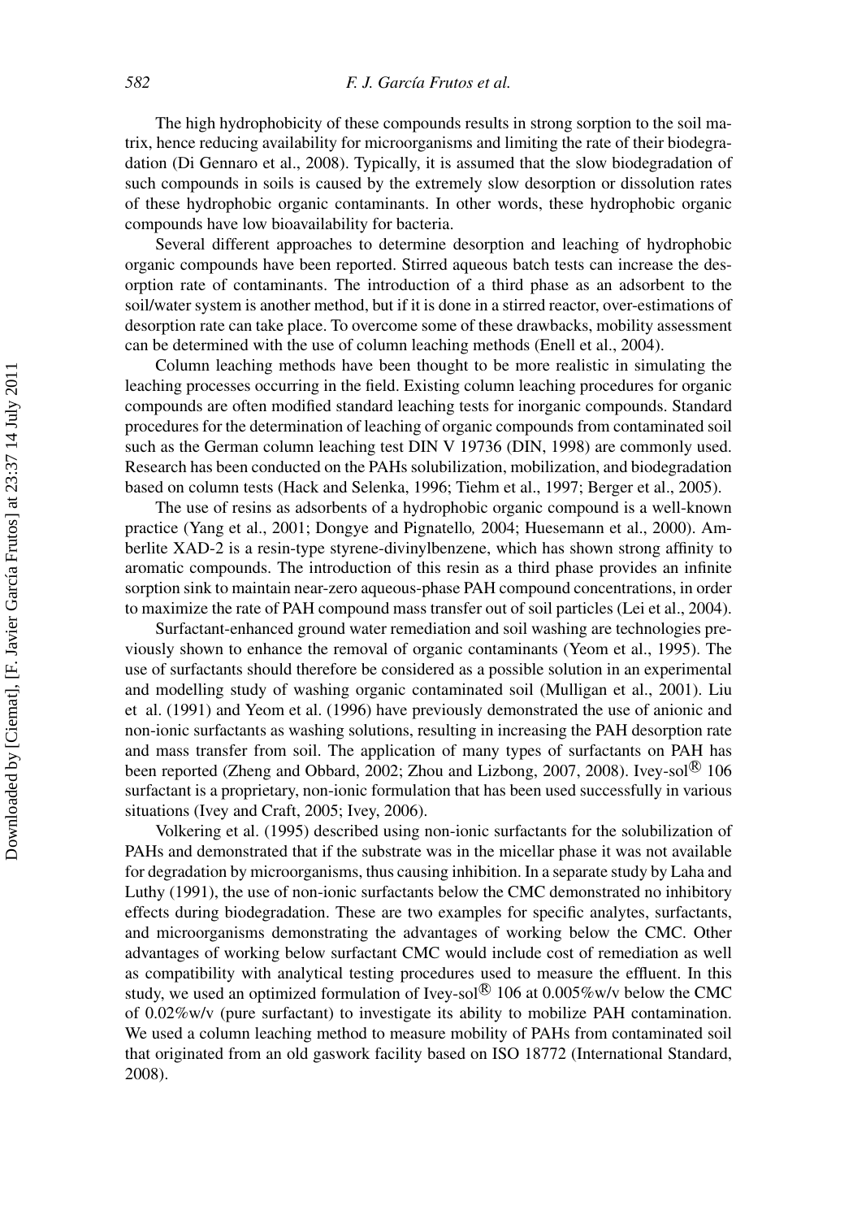The high hydrophobicity of these compounds results in strong sorption to the soil matrix, hence reducing availability for microorganisms and limiting the rate of their biodegradation (Di Gennaro et al., 2008). Typically, it is assumed that the slow biodegradation of such compounds in soils is caused by the extremely slow desorption or dissolution rates of these hydrophobic organic contaminants. In other words, these hydrophobic organic compounds have low bioavailability for bacteria.

Several different approaches to determine desorption and leaching of hydrophobic organic compounds have been reported. Stirred aqueous batch tests can increase the desorption rate of contaminants. The introduction of a third phase as an adsorbent to the soil/water system is another method, but if it is done in a stirred reactor, over-estimations of desorption rate can take place. To overcome some of these drawbacks, mobility assessment can be determined with the use of column leaching methods (Enell et al., 2004).

Column leaching methods have been thought to be more realistic in simulating the leaching processes occurring in the field. Existing column leaching procedures for organic compounds are often modified standard leaching tests for inorganic compounds. Standard procedures for the determination of leaching of organic compounds from contaminated soil such as the German column leaching test DIN V 19736 (DIN, 1998) are commonly used. Research has been conducted on the PAHs solubilization, mobilization, and biodegradation based on column tests (Hack and Selenka, 1996; Tiehm et al., 1997; Berger et al., 2005).

The use of resins as adsorbents of a hydrophobic organic compound is a well-known practice (Yang et al., 2001; Dongye and Pignatello, 2004; Huesemann et al., 2000). Amberlite XAD-2 is a resin-type styrene-divinylbenzene, which has shown strong affinity to aromatic compounds. The introduction of this resin as a third phase provides an infinite sorption sink to maintain near-zero aqueous-phase PAH compound concentrations, in order to maximize the rate of PAH compound mass transfer out of soil particles (Lei et al., 2004).

Surfactant-enhanced ground water remediation and soil washing are technologies previously shown to enhance the removal of organic contaminants (Yeom et al., 1995). The use of surfactants should therefore be considered as a possible solution in an experimental and modelling study of washing organic contaminated soil (Mulligan et al., 2001). Liu et al. (1991) and Yeom et al. (1996) have previously demonstrated the use of anionic and non-ionic surfactants as washing solutions, resulting in increasing the PAH desorption rate and mass transfer from soil. The application of many types of surfactants on PAH has been reported (Zheng and Obbard, 2002; Zhou and Lizbong, 2007, 2008). Ivey-sol® 106 surfactant is a proprietary, non-ionic formulation that has been used successfully in various situations (Ivey and Craft, 2005; Ivey, 2006).

Volkering et al. (1995) described using non-ionic surfactants for the solubilization of PAHs and demonstrated that if the substrate was in the micellar phase it was not available for degradation by microorganisms, thus causing inhibition. In a separate study by Laha and Luthy (1991), the use of non-ionic surfactants below the CMC demonstrated no inhibitory effects during biodegradation. These are two examples for specific analytes, surfactants, and microorganisms demonstrating the advantages of working below the CMC. Other advantages of working below surfactant CMC would include cost of remediation as well as compatibility with analytical testing procedures used to measure the effluent. In this study, we used an optimized formulation of Ivey-sol® 106 at 0.005%w/v below the CMC of 0.02%w/v (pure surfactant) to investigate its ability to mobilize PAH contamination. We used a column leaching method to measure mobility of PAHs from contaminated soil that originated from an old gaswork facility based on ISO 18772 (International Standard, 2008).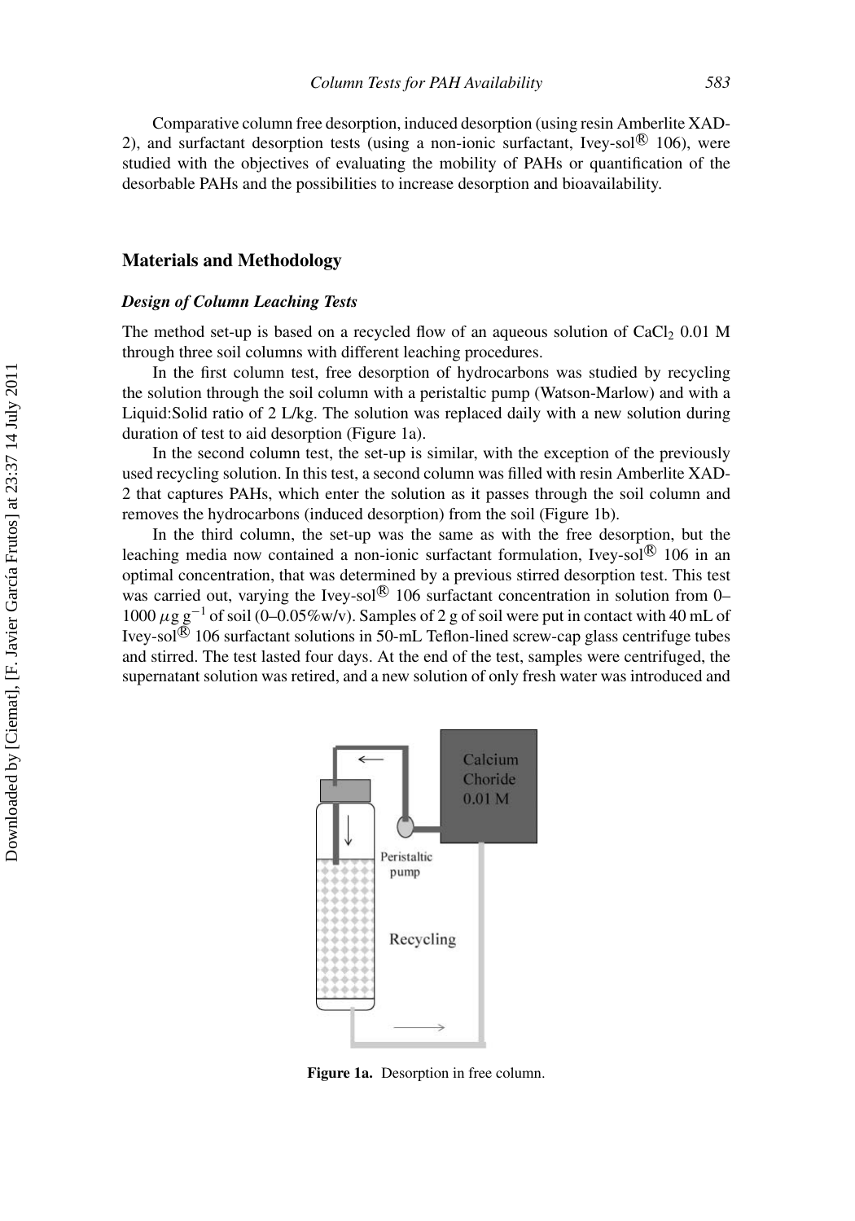Comparative column free desorption, induced desorption (using resin Amberlite XAD-2), and surfactant desorption tests (using a non-ionic surfactant, Ivey-sol® 106), were studied with the objectives of evaluating the mobility of PAHs or quantification of the desorbable PAHs and the possibilities to increase desorption and bioavailability.

## Materials and Methodology

### *Design of Column Leaching Tests*

The method set-up is based on a recycled flow of an aqueous solution of $CaCl_2$ 0.01 M through three soil columns with different leaching procedures.

In the first column test, free desorption of hydrocarbons was studied by recycling the solution through the soil column with a peristaltic pump (Watson-Marlow) and with a Liquid:Solid ratio of 2 L/kg. The solution was replaced daily with a new solution during duration of test to aid desorption (Figure 1a).

In the second column test, the set-up is similar, with the exception of the previously used recycling solution. In this test, a second column was filled with resin Amberlite XAD-2 that captures PAHs, which enter the solution as it passes through the soil column and removes the hydrocarbons (induced desorption) from the soil (Figure 1b).

In the third column, the set-up was the same as with the free desorption, but the leaching media now contained a non-ionic surfactant formulation, Ivey-sol® 106 in an optimal concentration, that was determined by a previous stirred desorption test. This test was carried out, varying the Ivey-sol® 106 surfactant concentration in solution from 0–1000 $\mu g\ g^{-1}$ of soil (0–0.05%w/v). Samples of 2 g of soil were put in contact with 40 mL of Ivey-sol® 106 surfactant solutions in 50-mL Teflon-lined screw-cap glass centrifuge tubes and stirred. The test lasted four days. At the end of the test, samples were centrifuged, the supernatant solution was retired, and a new solution of only fresh water was introduced and

Calcium Choride 0.01 M

Peristaltic pump

Recycling

**Figure 1a.** Desorption in free column.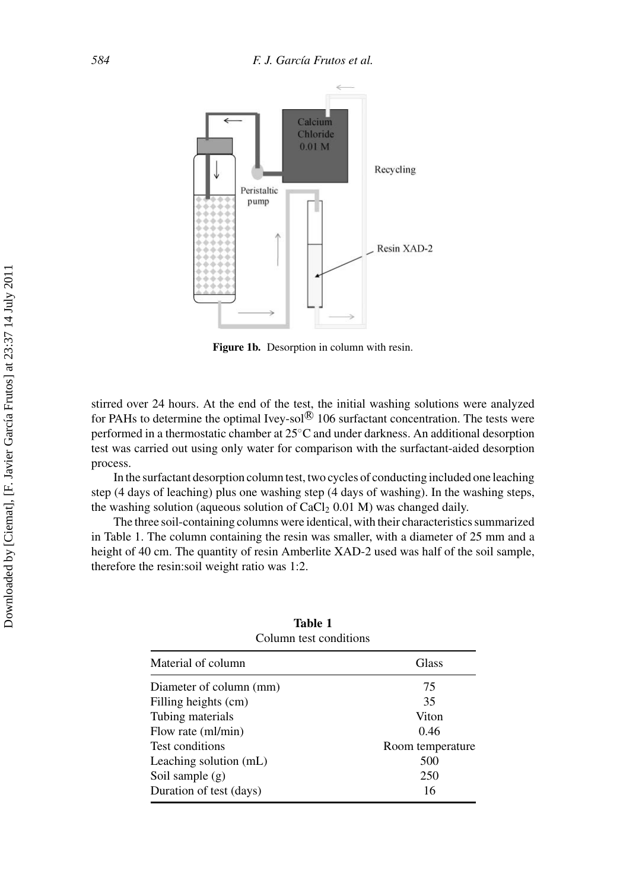Figure 1b. Desorption in column with resin.

stirred over 24 hours. At the end of the test, the initial washing solutions were analyzed for PAHs to determine the optimal Ivey-sol® 106 surfactant concentration. The tests were performed in a thermostatic chamber at 25°C and under darkness. An additional desorption test was carried out using only water for comparison with the surfactant-aided desorption process.

In the surfactant desorption column test, two cycles of conducting included one leaching step (4 days of leaching) plus one washing step (4 days of washing). In the washing steps, the washing solution (aqueous solution of $CaCl_2$ 0.01 M) was changed daily.

The three soil-containing columns were identical, with their characteristics summarized in Table 1. The column containing the resin was smaller, with a diameter of 25 mm and a height of 40 cm. The quantity of resin Amberlite XAD-2 used was half of the soil sample, therefore the resin:soil weight ratio was 1:2.

**Table 1**
Column test conditions

| Material of column | Glass |
|---|---|
| Diameter of column (mm) | 75 |
| Filling heights (cm) | 35 |
| Tubing materials | Viton |
| Flow rate (ml/min) | 0.46 |
| Test conditions | Room temperature |
| Leaching solution (mL) | 500 |
| Soil sample (g) | 250 |
| Duration of test (days) | 16 |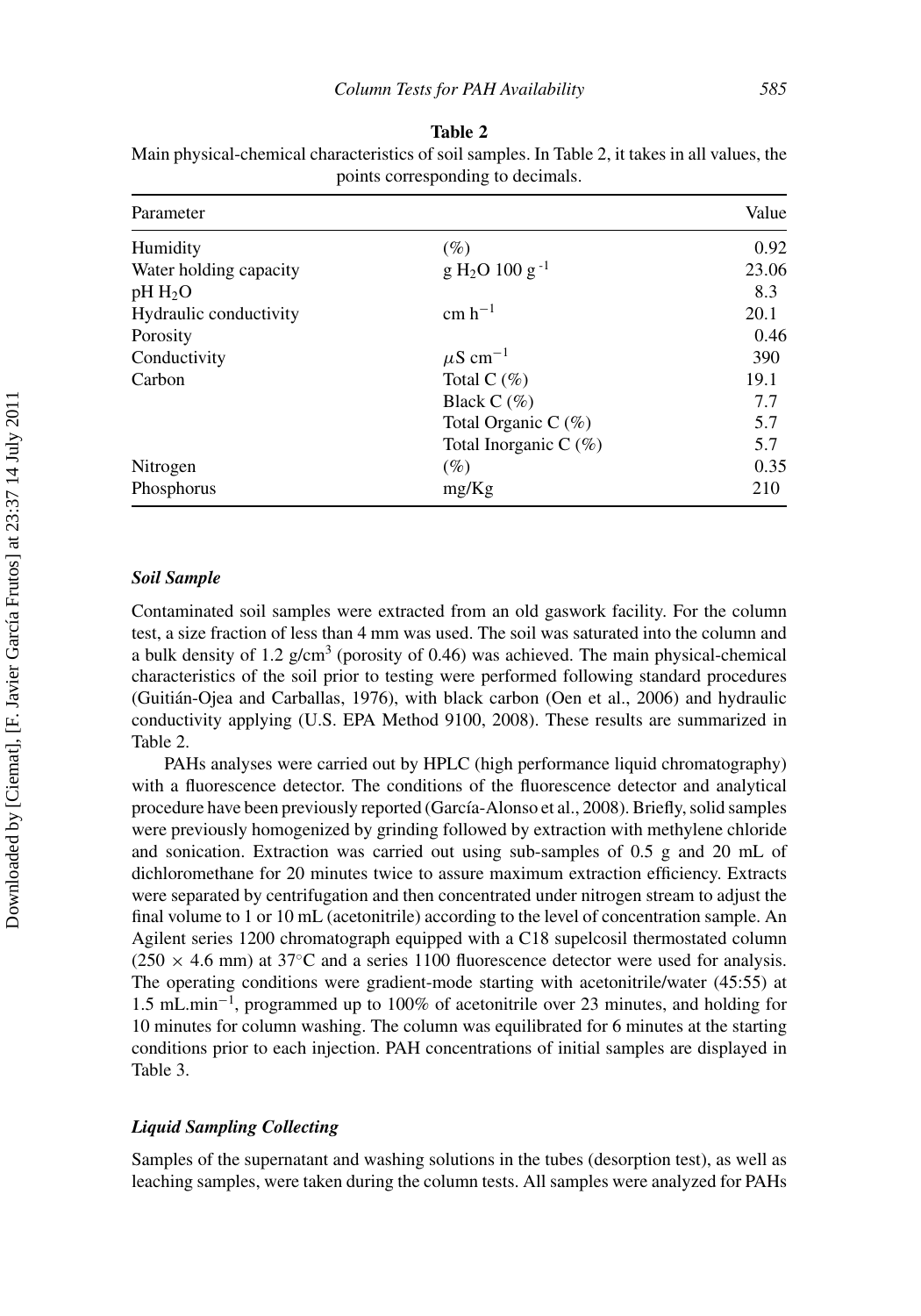**Table 2**

Main physical-chemical characteristics of soil samples. In Table 2, it takes in all values, the points corresponding to decimals.

| Parameter | | Value |
|---|---|---|
| Humidity | (%) | 0.92 |
| Water holding capacity | g $H_2O$ 100 g$^{-1}$ | 23.06 |
| pH $H_2O$ | | 8.3 |
| Hydraulic conductivity | cm h$^{-1}$ | 20.1 |
| Porosity | | 0.46 |
| Conductivity | $\mu$S cm$^{-1}$ | 390 |
| Carbon | Total C (%) | 19.1 |
| | Black C (%) | 7.7 |
| | Total Organic C (%) | 5.7 |
| | Total Inorganic C (%) | 5.7 |
| Nitrogen | (%) | 0.35 |
| Phosphorus | mg/Kg | 210 |

### *Soil Sample*

Contaminated soil samples were extracted from an old gaswork facility. For the column test, a size fraction of less than 4 mm was used. The soil was saturated into the column and a bulk density of 1.2 g/cm$^3$ (porosity of 0.46) was achieved. The main physical-chemical characteristics of the soil prior to testing were performed following standard procedures (Guitián-Ojea and Carballas, 1976), with black carbon (Oen et al., 2006) and hydraulic conductivity applying (U.S. EPA Method 9100, 2008). These results are summarized in Table 2.

PAHs analyses were carried out by HPLC (high performance liquid chromatography) with a fluorescence detector. The conditions of the fluorescence detector and analytical procedure have been previously reported (García-Alonso et al., 2008). Briefly, solid samples were previously homogenized by grinding followed by extraction with methylene chloride and sonication. Extraction was carried out using sub-samples of 0.5 g and 20 mL of dichloromethane for 20 minutes twice to assure maximum extraction efficiency. Extracts were separated by centrifugation and then concentrated under nitrogen stream to adjust the final volume to 1 or 10 mL (acetonitrile) according to the level of concentration sample. An Agilent series 1200 chromatograph equipped with a C18 supelcosil thermostated column (250 × 4.6 mm) at 37°C and a series 1100 fluorescence detector were used for analysis. The operating conditions were gradient-mode starting with acetonitrile/water (45:55) at 1.5 mL.min$^{-1}$, programmed up to 100% of acetonitrile over 23 minutes, and holding for 10 minutes for column washing. The column was equilibrated for 6 minutes at the starting conditions prior to each injection. PAH concentrations of initial samples are displayed in Table 3.

### *Liquid Sampling Collecting*

Samples of the supernatant and washing solutions in the tubes (desorption test), as well as leaching samples, were taken during the column tests. All samples were analyzed for PAHs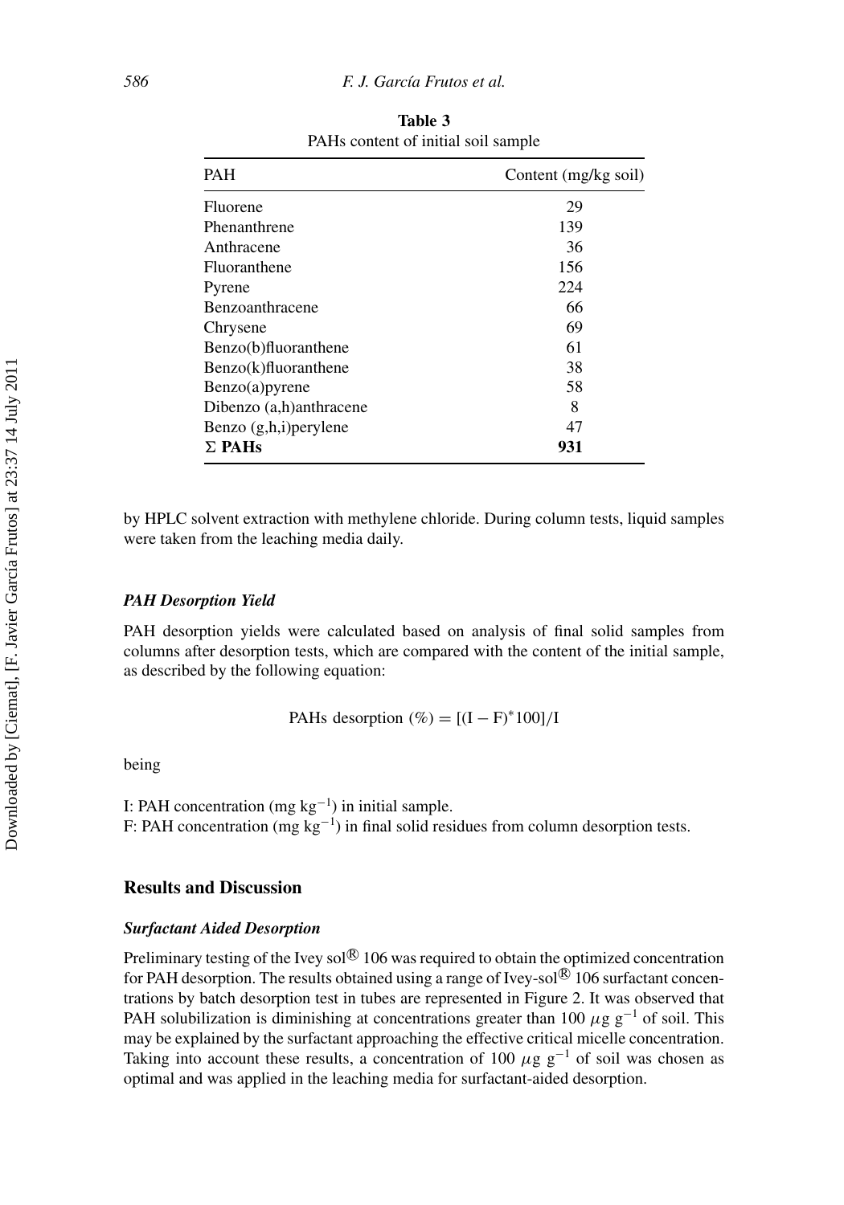**Table 3**
PAHs content of initial soil sample

| PAH | Content (mg/kg soil) |
|---|---|
| Fluorene | 29 |
| Phenanthrene | 139 |
| Anthracene | 36 |
| Fluoranthene | 156 |
| Pyrene | 224 |
| Benzoanthracene | 66 |
| Chrysene | 69 |
| Benzo(b)fluoranthene | 61 |
| Benzo(k)fluoranthene | 38 |
| Benzo(a)pyrene | 58 |
| Dibenzo (a,h)anthracene | 8 |
| Benzo (g,h,i)perylene | 47 |
| **Σ PAHs** | **931** |

by HPLC solvent extraction with methylene chloride. During column tests, liquid samples were taken from the leaching media daily.

### *PAH Desorption Yield*

PAH desorption yields were calculated based on analysis of final solid samples from columns after desorption tests, which are compared with the content of the initial sample, as described by the following equation:

$$\text{PAHs desorption } (\%) = [(\text{I} - \text{F})^{*}100]/\text{I}$$

being

I: PAH concentration (mg $kg^{-1}$) in initial sample.
F: PAH concentration (mg $kg^{-1}$) in final solid residues from column desorption tests.

## Results and Discussion

### *Surfactant Aided Desorption*

Preliminary testing of the Ivey sol® 106 was required to obtain the optimized concentration for PAH desorption. The results obtained using a range of Ivey-sol® 106 surfactant concentrations by batch desorption test in tubes are represented in Figure 2. It was observed that PAH solubilization is diminishing at concentrations greater than 100 $\mu g\ g^{-1}$ of soil. This may be explained by the surfactant approaching the effective critical micelle concentration. Taking into account these results, a concentration of 100 $\mu g\ g^{-1}$ of soil was chosen as optimal and was applied in the leaching media for surfactant-aided desorption.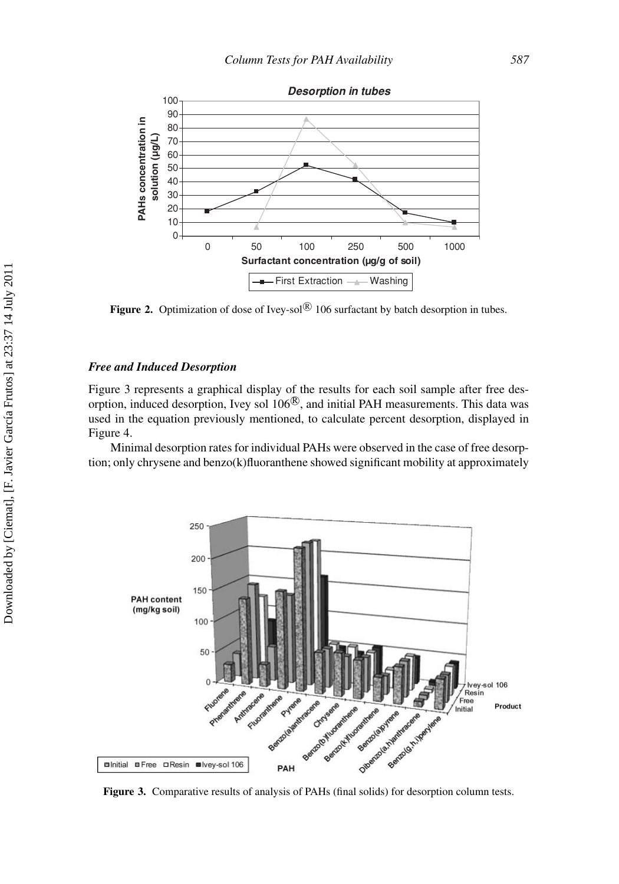**Figure 2.** Optimization of dose of Ivey-sol® 106 surfactant by batch desorption in tubes.

### *Free and Induced Desorption*

Figure 3 represents a graphical display of the results for each soil sample after free desorption, induced desorption, Ivey sol 106®, and initial PAH measurements. This data was used in the equation previously mentioned, to calculate percent desorption, displayed in Figure 4.

Minimal desorption rates for individual PAHs were observed in the case of free desorption; only chrysene and benzo(k)fluoranthene showed significant mobility at approximately

**Figure 3.** Comparative results of analysis of PAHs (final solids) for desorption column tests.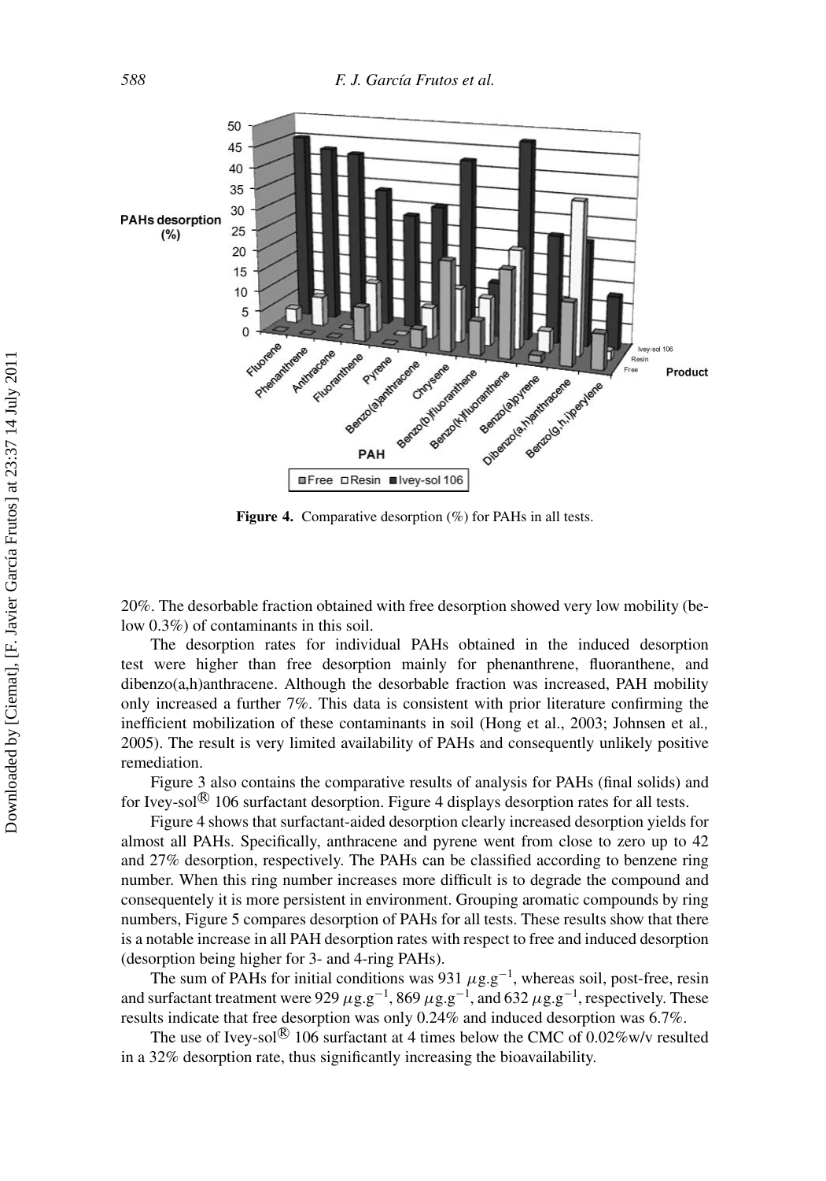Figure 4. Comparative desorption (%) for PAHs in all tests.

20%. The desorbable fraction obtained with free desorption showed very low mobility (below 0.3%) of contaminants in this soil.

The desorption rates for individual PAHs obtained in the induced desorption test were higher than free desorption mainly for phenanthrene, fluoranthene, and dibenzo(a,h)anthracene. Although the desorbable fraction was increased, PAH mobility only increased a further 7%. This data is consistent with prior literature confirming the inefficient mobilization of these contaminants in soil (Hong et al., 2003; Johnsen et al*.,* 2005). The result is very limited availability of PAHs and consequently unlikely positive remediation.

Figure 3 also contains the comparative results of analysis for PAHs (final solids) and for Ivey-sol® 106 surfactant desorption. Figure 4 displays desorption rates for all tests.

Figure 4 shows that surfactant-aided desorption clearly increased desorption yields for almost all PAHs. Specifically, anthracene and pyrene went from close to zero up to 42 and 27% desorption, respectively. The PAHs can be classified according to benzene ring number. When this ring number increases more difficult is to degrade the compound and consequentely it is more persistent in environment. Grouping aromatic compounds by ring numbers, Figure 5 compares desorption of PAHs for all tests. These results show that there is a notable increase in all PAH desorption rates with respect to free and induced desorption (desorption being higher for 3- and 4-ring PAHs).

The sum of PAHs for initial conditions was 931 $\mu g.g^{-1}$, whereas soil, post-free, resin and surfactant treatment were 929 $\mu g.g^{-1}$, 869 $\mu g.g^{-1}$, and 632 $\mu g.g^{-1}$, respectively. These results indicate that free desorption was only 0.24% and induced desorption was 6.7%.

The use of Ivey-sol® 106 surfactant at 4 times below the CMC of 0.02%w/v resulted in a 32% desorption rate, thus significantly increasing the bioavailability.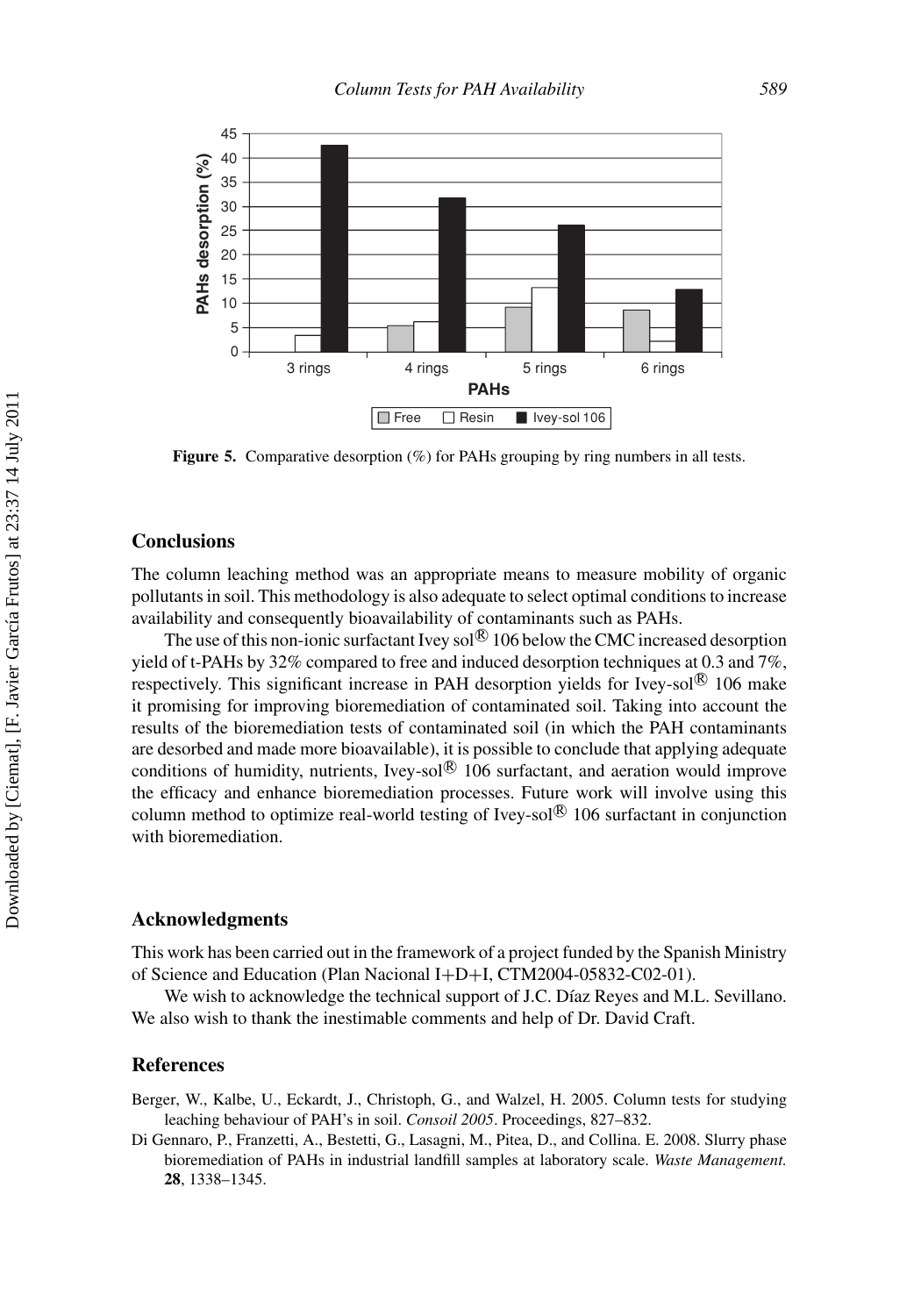**Figure 5.** Comparative desorption (%) for PAHs grouping by ring numbers in all tests.

## Conclusions

The column leaching method was an appropriate means to measure mobility of organic pollutants in soil. This methodology is also adequate to select optimal conditions to increase availability and consequently bioavailability of contaminants such as PAHs.

The use of this non-ionic surfactant Ivey sol® 106 below the CMC increased desorption yield of t-PAHs by 32% compared to free and induced desorption techniques at 0.3 and 7%, respectively. This significant increase in PAH desorption yields for Ivey-sol® 106 make it promising for improving bioremediation of contaminated soil. Taking into account the results of the bioremediation tests of contaminated soil (in which the PAH contaminants are desorbed and made more bioavailable), it is possible to conclude that applying adequate conditions of humidity, nutrients, Ivey-sol® 106 surfactant, and aeration would improve the efficacy and enhance bioremediation processes. Future work will involve using this column method to optimize real-world testing of Ivey-sol® 106 surfactant in conjunction with bioremediation.

## Acknowledgments

This work has been carried out in the framework of a project funded by the Spanish Ministry of Science and Education (Plan Nacional I+D+I, CTM2004-05832-C02-01).

We wish to acknowledge the technical support of J.C. Díaz Reyes and M.L. Sevillano. We also wish to thank the inestimable comments and help of Dr. David Craft.

## References

Berger, W., Kalbe, U., Eckardt, J., Christoph, G., and Walzel, H. 2005. Column tests for studying leaching behaviour of PAH's in soil. *Consoil 2005*. Proceedings, 827–832.

Di Gennaro, P., Franzetti, A., Bestetti, G., Lasagni, M., Pitea, D., and Collina. E. 2008. Slurry phase bioremediation of PAHs in industrial landfill samples at laboratory scale. *Waste Management.* **28**, 1338–1345.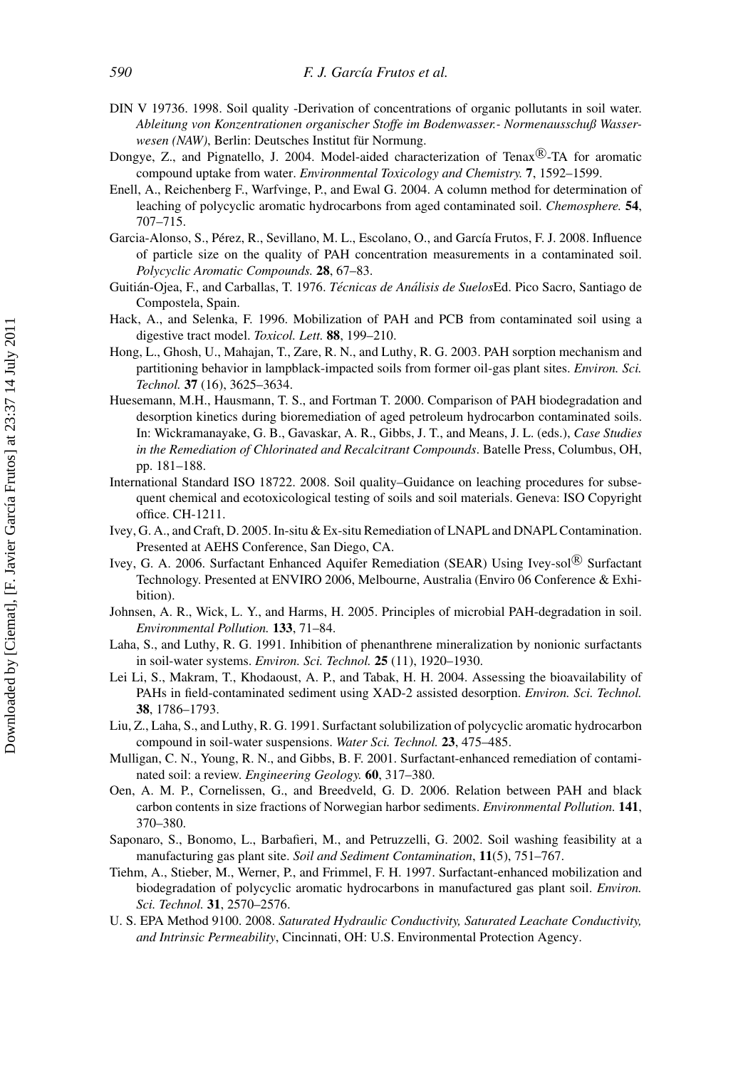DIN V 19736. 1998. Soil quality -Derivation of concentrations of organic pollutants in soil water. *Ableitung von Konzentrationen organischer Stoffe im Bodenwasser.- Normenausschuß Wasserwesen (NAW)*, Berlin: Deutsches Institut für Normung.

Dongye, Z., and Pignatello, J. 2004. Model-aided characterization of Tenax®-TA for aromatic compound uptake from water. *Environmental Toxicology and Chemistry.* **7**, 1592–1599.

Enell, A., Reichenberg F., Warfvinge, P., and Ewal G. 2004. A column method for determination of leaching of polycyclic aromatic hydrocarbons from aged contaminated soil. *Chemosphere.* **54**, 707–715.

Garcia-Alonso, S., Pérez, R., Sevillano, M. L., Escolano, O., and García Frutos, F. J. 2008. Influence of particle size on the quality of PAH concentration measurements in a contaminated soil. *Polycyclic Aromatic Compounds.* **28**, 67–83.

Guitián-Ojea, F., and Carballas, T. 1976. *Técnicas de Análisis de Suelos*Ed. Pico Sacro, Santiago de Compostela, Spain.

Hack, A., and Selenka, F. 1996. Mobilization of PAH and PCB from contaminated soil using a digestive tract model. *Toxicol. Lett.* **88**, 199–210.

Hong, L., Ghosh, U., Mahajan, T., Zare, R. N., and Luthy, R. G. 2003. PAH sorption mechanism and partitioning behavior in lampblack-impacted soils from former oil-gas plant sites. *Environ. Sci. Technol.* **37** (16), 3625–3634.

Huesemann, M.H., Hausmann, T. S., and Fortman T. 2000. Comparison of PAH biodegradation and desorption kinetics during bioremediation of aged petroleum hydrocarbon contaminated soils. In: Wickramanayake, G. B., Gavaskar, A. R., Gibbs, J. T., and Means, J. L. (eds.), *Case Studies in the Remediation of Chlorinated and Recalcitrant Compounds*. Batelle Press, Columbus, OH, pp. 181–188.

International Standard ISO 18722. 2008. Soil quality–Guidance on leaching procedures for subsequent chemical and ecotoxicological testing of soils and soil materials. Geneva: ISO Copyright office. CH-1211.

Ivey, G. A., and Craft, D. 2005. In-situ & Ex-situ Remediation of LNAPL and DNAPL Contamination. Presented at AEHS Conference, San Diego, CA.

Ivey, G. A. 2006. Surfactant Enhanced Aquifer Remediation (SEAR) Using Ivey-sol® Surfactant Technology. Presented at ENVIRO 2006, Melbourne, Australia (Enviro 06 Conference & Exhibition).

Johnsen, A. R., Wick, L. Y., and Harms, H. 2005. Principles of microbial PAH-degradation in soil. *Environmental Pollution.* **133**, 71–84.

Laha, S., and Luthy, R. G. 1991. Inhibition of phenanthrene mineralization by nonionic surfactants in soil-water systems. *Environ. Sci. Technol.* **25** (11), 1920–1930.

Lei Li, S., Makram, T., Khodaoust, A. P., and Tabak, H. H. 2004. Assessing the bioavailability of PAHs in field-contaminated sediment using XAD-2 assisted desorption. *Environ. Sci. Technol.* **38**, 1786–1793.

Liu, Z., Laha, S., and Luthy, R. G. 1991. Surfactant solubilization of polycyclic aromatic hydrocarbon compound in soil-water suspensions. *Water Sci. Technol.* **23**, 475–485.

Mulligan, C. N., Young, R. N., and Gibbs, B. F. 2001. Surfactant-enhanced remediation of contaminated soil: a review. *Engineering Geology.* **60**, 317–380.

Oen, A. M. P., Cornelissen, G., and Breedveld, G. D. 2006. Relation between PAH and black carbon contents in size fractions of Norwegian harbor sediments. *Environmental Pollution.* **141**, 370–380.

Saponaro, S., Bonomo, L., Barbafieri, M., and Petruzzelli, G. 2002. Soil washing feasibility at a manufacturing gas plant site. *Soil and Sediment Contamination*, **11**(5), 751–767.

Tiehm, A., Stieber, M., Werner, P., and Frimmel, F. H. 1997. Surfactant-enhanced mobilization and biodegradation of polycyclic aromatic hydrocarbons in manufactured gas plant soil. *Environ. Sci. Technol.* **31**, 2570–2576.

U. S. EPA Method 9100. 2008. *Saturated Hydraulic Conductivity, Saturated Leachate Conductivity, and Intrinsic Permeability*, Cincinnati, OH: U.S. Environmental Protection Agency.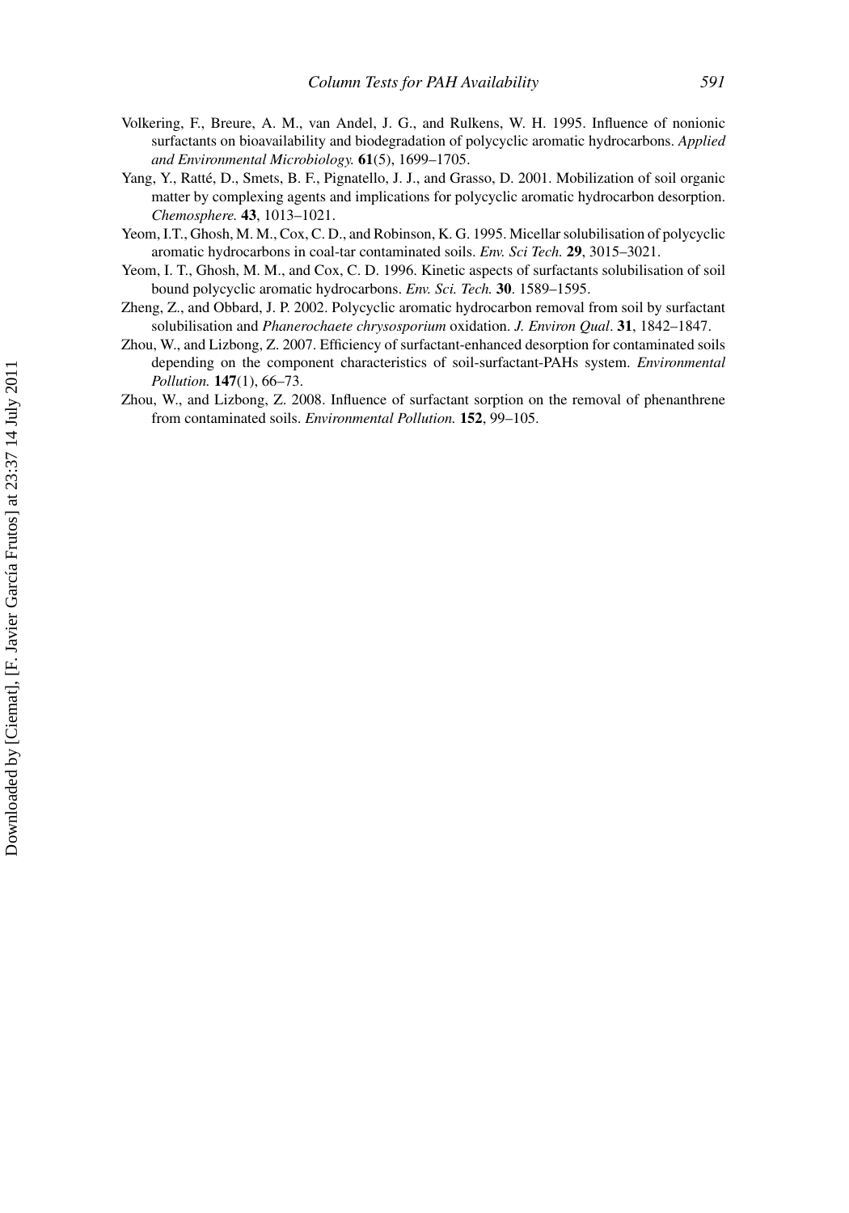Volkering, F., Breure, A. M., van Andel, J. G., and Rulkens, W. H. 1995. Influence of nonionic surfactants on bioavailability and biodegradation of polycyclic aromatic hydrocarbons. *Applied and Environmental Microbiology.* **61**(5), 1699–1705.

Yang, Y., Ratté, D., Smets, B. F., Pignatello, J. J., and Grasso, D. 2001. Mobilization of soil organic matter by complexing agents and implications for polycyclic aromatic hydrocarbon desorption. *Chemosphere.* **43**, 1013–1021.

Yeom, I.T., Ghosh, M. M., Cox, C. D., and Robinson, K. G. 1995. Micellar solubilisation of polycyclic aromatic hydrocarbons in coal-tar contaminated soils. *Env. Sci Tech.* **29**, 3015–3021.

Yeom, I. T., Ghosh, M. M., and Cox, C. D. 1996. Kinetic aspects of surfactants solubilisation of soil bound polycyclic aromatic hydrocarbons. *Env. Sci. Tech.* **30**. 1589–1595.

Zheng, Z., and Obbard, J. P. 2002. Polycyclic aromatic hydrocarbon removal from soil by surfactant solubilisation and *Phanerochaete chrysosporium* oxidation. *J. Environ Qual*. **31**, 1842–1847.

Zhou, W., and Lizbong, Z. 2007. Efficiency of surfactant-enhanced desorption for contaminated soils depending on the component characteristics of soil-surfactant-PAHs system. *Environmental Pollution.* **147**(1), 66–73.

Zhou, W., and Lizbong, Z. 2008. Influence of surfactant sorption on the removal of phenanthrene from contaminated soils. *Environmental Pollution.* **152**, 99–105.